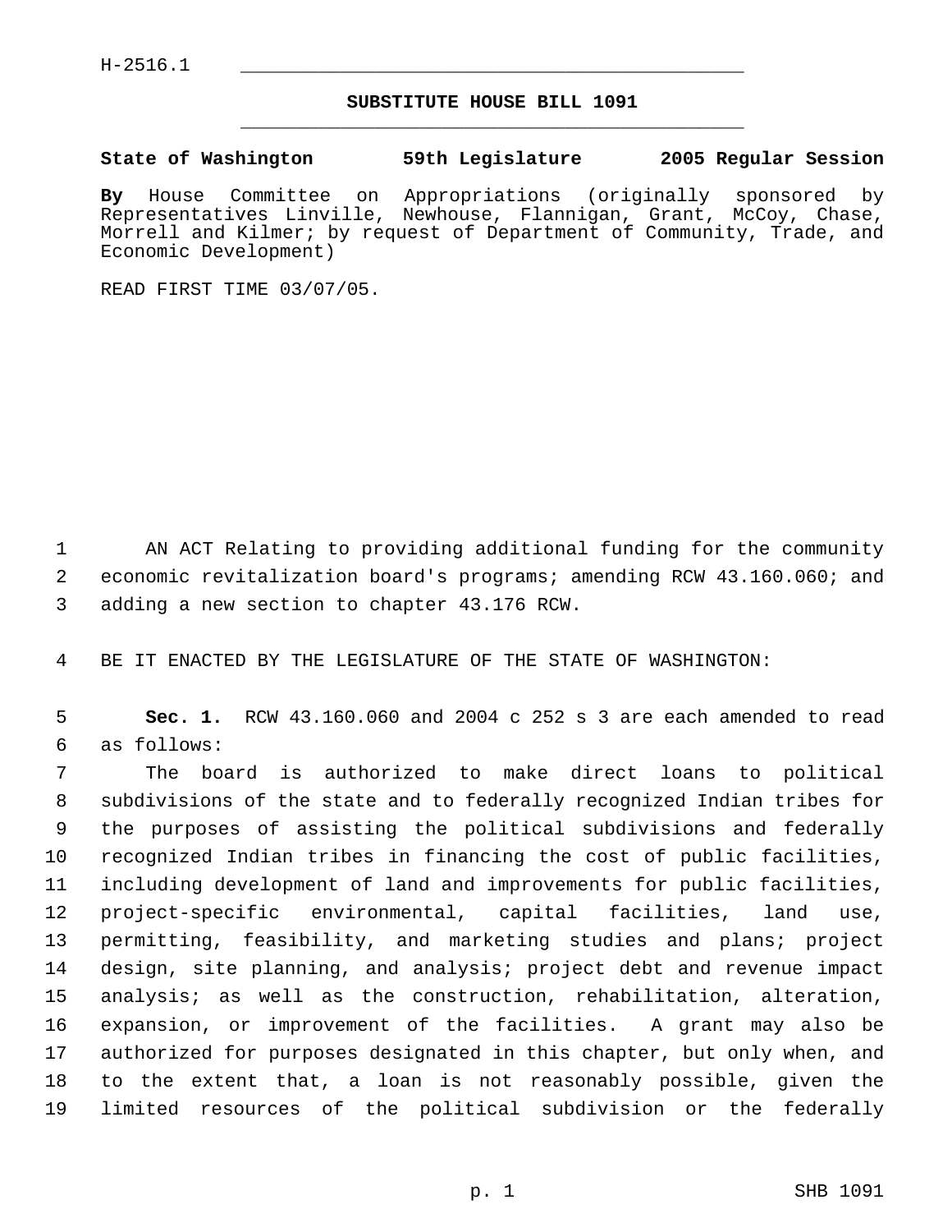H-2516.1

# SUBSTITUTE HOUSE BILL 1091

**State of Washington 59th Legislature 2005 Regular Session**

**By** House Committee on Appropriations (originally sponsored by Representatives Linville, Newhouse, Flannigan, Grant, McCoy, Chase, Morrell and Kilmer; by request of Department of Community, Trade, and Economic Development)

READ FIRST TIME 03/07/05.

AN ACT Relating to providing additional funding for the community economic revitalization board's programs; amending RCW 43.160.060; and adding a new section to chapter 43.176 RCW.

BE IT ENACTED BY THE LEGISLATURE OF THE STATE OF WASHINGTON:

**Sec. 1.** RCW 43.160.060 and 2004 c 252 s 3 are each amended to read as follows:

The board is authorized to make direct loans to political subdivisions of the state and to federally recognized Indian tribes for the purposes of assisting the political subdivisions and federally recognized Indian tribes in financing the cost of public facilities, including development of land and improvements for public facilities, project-specific environmental, capital facilities, land use, permitting, feasibility, and marketing studies and plans; project design, site planning, and analysis; project debt and revenue impact analysis; as well as the construction, rehabilitation, alteration, expansion, or improvement of the facilities. A grant may also be authorized for purposes designated in this chapter, but only when, and to the extent that, a loan is not reasonably possible, given the limited resources of the political subdivision or the federally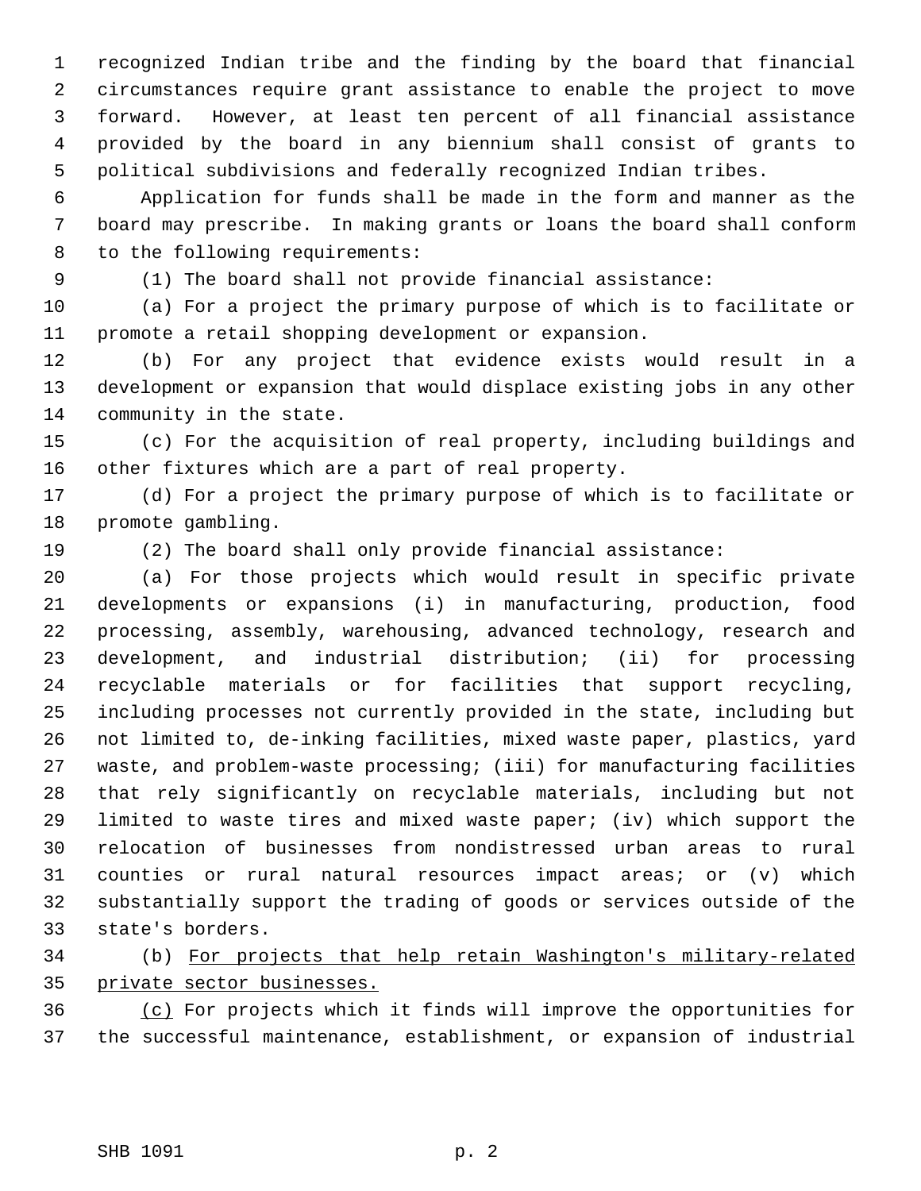recognized Indian tribe and the finding by the board that financial circumstances require grant assistance to enable the project to move forward. However, at least ten percent of all financial assistance provided by the board in any biennium shall consist of grants to political subdivisions and federally recognized Indian tribes.

Application for funds shall be made in the form and manner as the board may prescribe. In making grants or loans the board shall conform to the following requirements:

(1) The board shall not provide financial assistance:

(a) For a project the primary purpose of which is to facilitate or promote a retail shopping development or expansion.

(b) For any project that evidence exists would result in a development or expansion that would displace existing jobs in any other community in the state.

(c) For the acquisition of real property, including buildings and other fixtures which are a part of real property.

(d) For a project the primary purpose of which is to facilitate or promote gambling.

(2) The board shall only provide financial assistance:

(a) For those projects which would result in specific private developments or expansions (i) in manufacturing, production, food processing, assembly, warehousing, advanced technology, research and development, and industrial distribution; (ii) for processing recyclable materials or for facilities that support recycling, including processes not currently provided in the state, including but not limited to, de-inking facilities, mixed waste paper, plastics, yard waste, and problem-waste processing; (iii) for manufacturing facilities that rely significantly on recyclable materials, including but not limited to waste tires and mixed waste paper; (iv) which support the relocation of businesses from nondistressed urban areas to rural counties or rural natural resources impact areas; or (v) which substantially support the trading of goods or services outside of the state's borders.

(b) <u>For projects that help retain Washington's military-related private sector businesses.</u>

<u>(c)</u> For projects which it finds will improve the opportunities for the successful maintenance, establishment, or expansion of industrial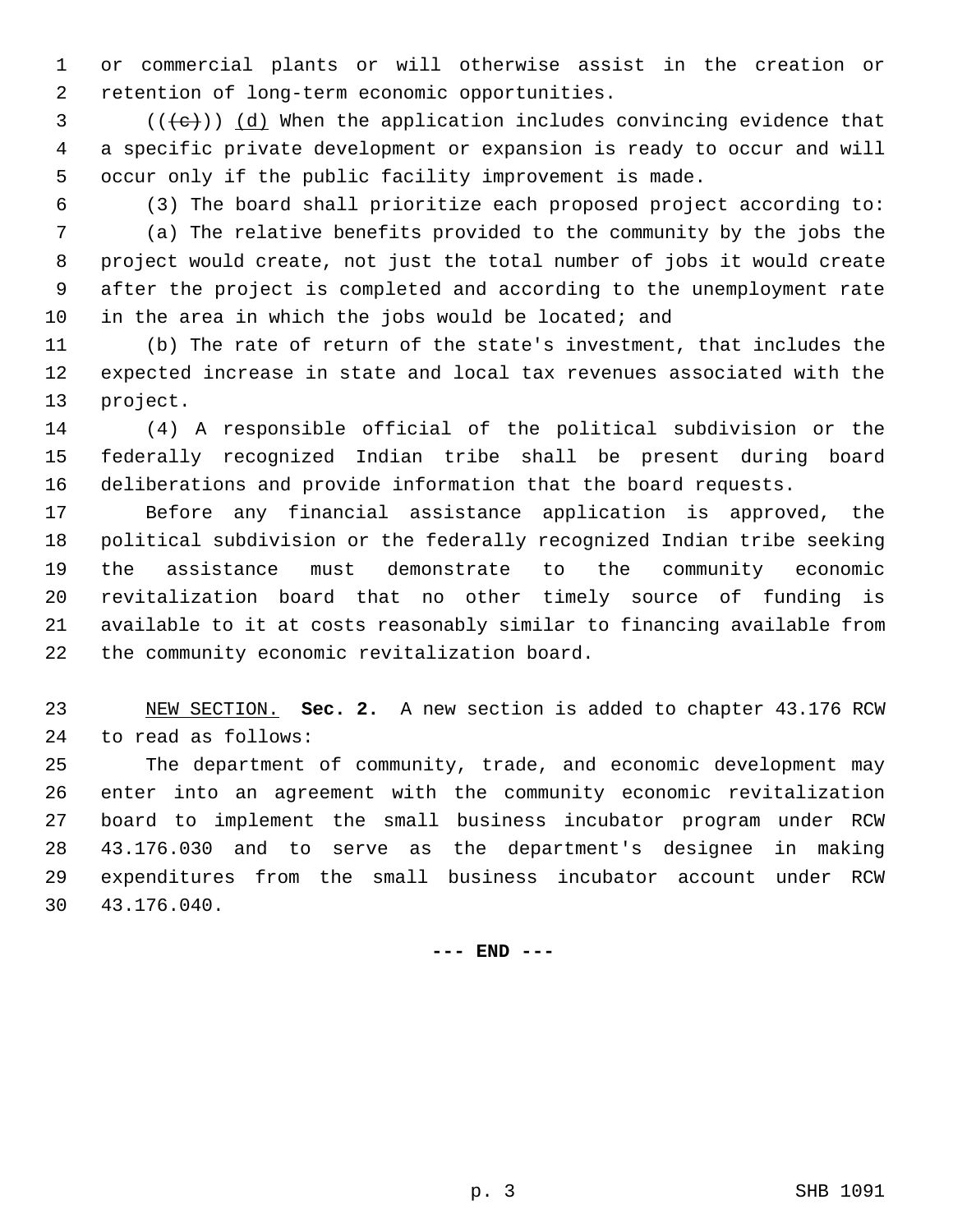or commercial plants or will otherwise assist in the creation or retention of long-term economic opportunities.

((~~(c)~~)) (d) When the application includes convincing evidence that a specific private development or expansion is ready to occur and will occur only if the public facility improvement is made.

(3) The board shall prioritize each proposed project according to:

(a) The relative benefits provided to the community by the jobs the project would create, not just the total number of jobs it would create after the project is completed and according to the unemployment rate in the area in which the jobs would be located; and

(b) The rate of return of the state's investment, that includes the expected increase in state and local tax revenues associated with the project.

(4) A responsible official of the political subdivision or the federally recognized Indian tribe shall be present during board deliberations and provide information that the board requests.

Before any financial assistance application is approved, the political subdivision or the federally recognized Indian tribe seeking the assistance must demonstrate to the community economic revitalization board that no other timely source of funding is available to it at costs reasonably similar to financing available from the community economic revitalization board.

NEW SECTION. **Sec. 2.** A new section is added to chapter 43.176 RCW to read as follows:

The department of community, trade, and economic development may enter into an agreement with the community economic revitalization board to implement the small business incubator program under RCW 43.176.030 and to serve as the department's designee in making expenditures from the small business incubator account under RCW 43.176.040.

**--- END ---**